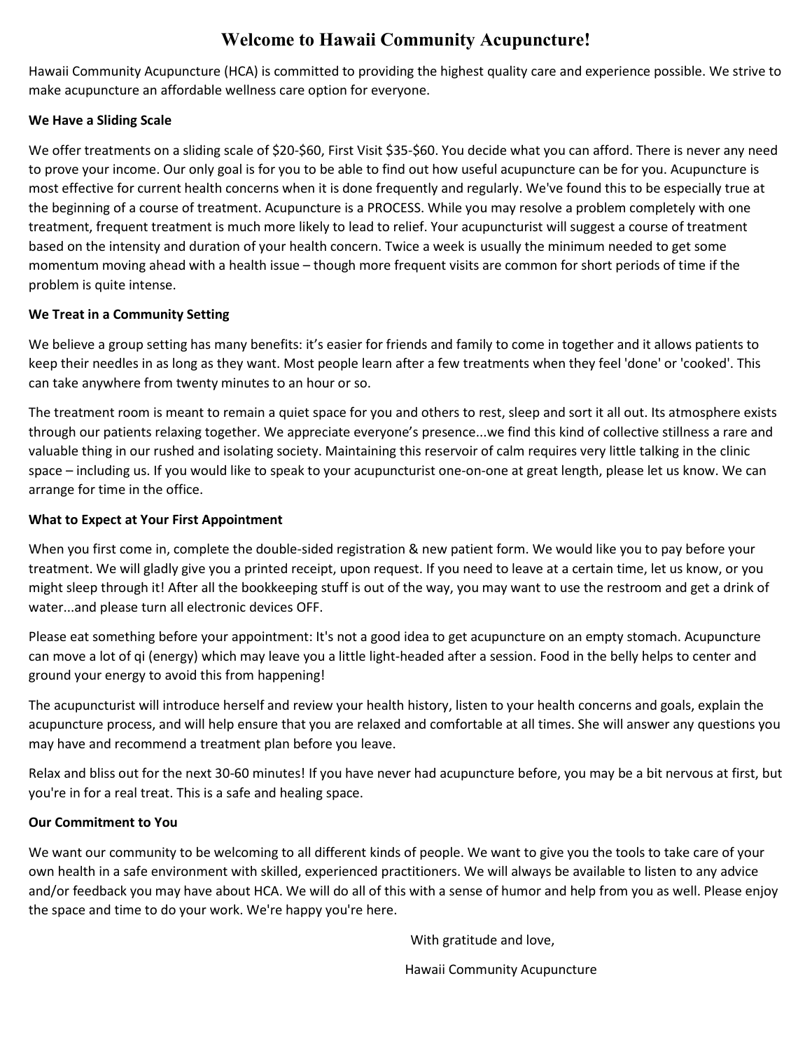# Welcome to Hawaii Community Acupuncture!

Hawaii Community Acupuncture (HCA) is committed to providing the highest quality care and experience possible. We strive to make acupuncture an affordable wellness care option for everyone.

**We Have a Sliding Scale**

We offer treatments on a sliding scale of $20-$60, First Visit $35-$60. You decide what you can afford. There is never any need to prove your income. Our only goal is for you to be able to find out how useful acupuncture can be for you. Acupuncture is most effective for current health concerns when it is done frequently and regularly. We've found this to be especially true at the beginning of a course of treatment. Acupuncture is a PROCESS. While you may resolve a problem completely with one treatment, frequent treatment is much more likely to lead to relief. Your acupuncturist will suggest a course of treatment based on the intensity and duration of your health concern. Twice a week is usually the minimum needed to get some momentum moving ahead with a health issue – though more frequent visits are common for short periods of time if the problem is quite intense.

**We Treat in a Community Setting**

We believe a group setting has many benefits: it's easier for friends and family to come in together and it allows patients to keep their needles in as long as they want. Most people learn after a few treatments when they feel 'done' or 'cooked'. This can take anywhere from twenty minutes to an hour or so.

The treatment room is meant to remain a quiet space for you and others to rest, sleep and sort it all out. Its atmosphere exists through our patients relaxing together. We appreciate everyone's presence...we find this kind of collective stillness a rare and valuable thing in our rushed and isolating society. Maintaining this reservoir of calm requires very little talking in the clinic space – including us. If you would like to speak to your acupuncturist one-on-one at great length, please let us know. We can arrange for time in the office.

**What to Expect at Your First Appointment**

When you first come in, complete the double-sided registration & new patient form. We would like you to pay before your treatment. We will gladly give you a printed receipt, upon request. If you need to leave at a certain time, let us know, or you might sleep through it! After all the bookkeeping stuff is out of the way, you may want to use the restroom and get a drink of water...and please turn all electronic devices OFF.

Please eat something before your appointment: It's not a good idea to get acupuncture on an empty stomach. Acupuncture can move a lot of qi (energy) which may leave you a little light-headed after a session. Food in the belly helps to center and ground your energy to avoid this from happening!

The acupuncturist will introduce herself and review your health history, listen to your health concerns and goals, explain the acupuncture process, and will help ensure that you are relaxed and comfortable at all times. She will answer any questions you may have and recommend a treatment plan before you leave.

Relax and bliss out for the next 30-60 minutes! If you have never had acupuncture before, you may be a bit nervous at first, but you're in for a real treat. This is a safe and healing space.

**Our Commitment to You**

We want our community to be welcoming to all different kinds of people. We want to give you the tools to take care of your own health in a safe environment with skilled, experienced practitioners. We will always be available to listen to any advice and/or feedback you may have about HCA. We will do all of this with a sense of humor and help from you as well. Please enjoy the space and time to do your work. We're happy you're here.

With gratitude and love,

Hawaii Community Acupuncture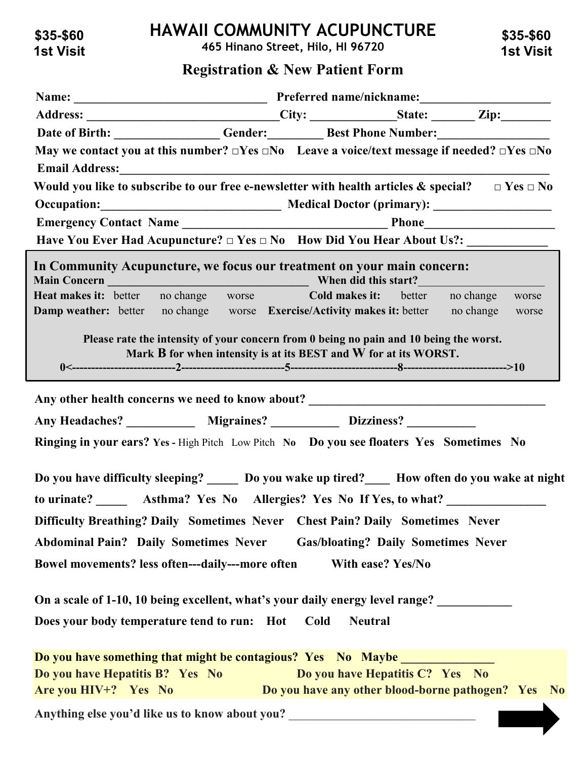**$35-$60 1st Visit**

# HAWAII COMMUNITY ACUPUNCTURE

**465 Hinano Street, Hilo, HI 96720**

**$35-$60 1st Visit**

## Registration & New Patient Form

**Name:** ______________________________ **Preferred name/nickname:**____________________

**Address:** ______________________________**City:** _____________**State:** _______ **Zip:**________

**Date of Birth:** ________________ **Gender:**_________ **Best Phone Number:**_________________

**May we contact you at this number?** □Yes □No **Leave a voice/text message if needed?** □Yes □No

**Email Address:**_________________________________________________________________

**Would you like to subscribe to our free e-newsletter with health articles & special?** □ Yes □ No

**Occupation:**____________________________ **Medical Doctor (primary):** ___________________

**Emergency Contact Name** ________________________________ **Phone**____________________

**Have You Ever Had Acupuncture?** □ Yes □ No **How Did You Hear About Us?:** ____________

---

**In Community Acupuncture, we focus our treatment on your main concern:**

**Main Concern** ______________________________________ **When did this start?**____________________

**Heat makes it:** better no change worse **Cold makes it:** better no change worse

**Damp weather:** better no change worse **Exercise/Activity makes it:** better no change worse

**Please rate the intensity of your concern from 0 being no pain and 10 being the worst.**
**Mark B for when intensity is at its BEST and W for at its WORST.**

**0<--------------------------2--------------------------5---------------------------8-------------------------->10**

---

**Any other health concerns we need to know about?** ______________________________________

**Any Headaches?** __________ **Migraines?** __________ **Dizziness?** __________

**Ringing in your ears? Yes -** High Pitch Low Pitch **No** **Do you see floaters Yes Sometimes No**

**Do you have difficulty sleeping?** _____ **Do you wake up tired?**____ **How often do you wake at night to urinate?** _____ **Asthma? Yes No** **Allergies? Yes No If Yes, to what?** _______________

**Difficulty Breathing? Daily Sometimes Never** **Chest Pain? Daily Sometimes Never**

**Abdominal Pain? Daily Sometimes Never** **Gas/bloating? Daily Sometimes Never**

**Bowel movements? less often---daily---more often** **With ease? Yes/No**

**On a scale of 1-10, 10 being excellent, what's your daily energy level range?** ___________

**Does your body temperature tend to run: Hot Cold Neutral**

**Do you have something that might be contagious? Yes No Maybe** _______________

**Do you have Hepatitis B? Yes No** **Do you have Hepatitis C? Yes No**

**Are you HIV+? Yes No** **Do you have any other blood-borne pathogen? Yes No**

**Anything else you'd like us to know about you?** ______________________________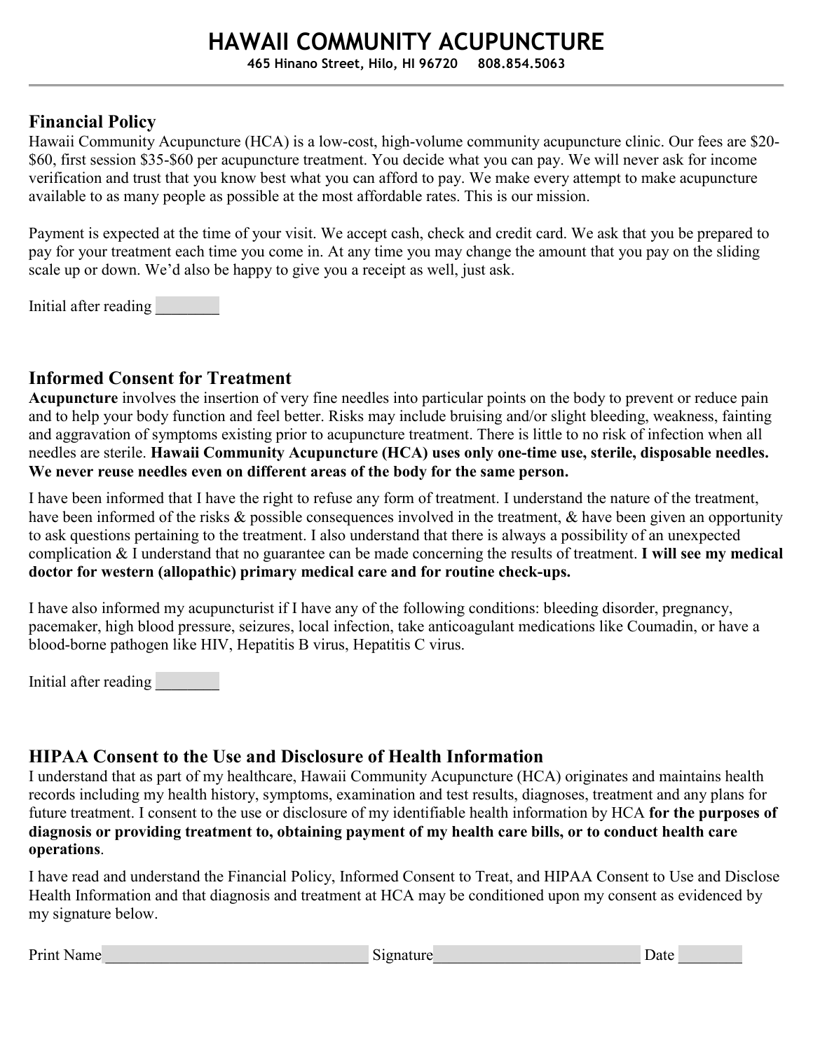# HAWAII COMMUNITY ACUPUNCTURE

**465 Hinano Street, Hilo, HI 96720 808.854.5063**

## Financial Policy

Hawaii Community Acupuncture (HCA) is a low-cost, high-volume community acupuncture clinic. Our fees are $20-$60, first session $35-$60 per acupuncture treatment. You decide what you can pay. We will never ask for income verification and trust that you know best what you can afford to pay. We make every attempt to make acupuncture available to as many people as possible at the most affordable rates. This is our mission.

Payment is expected at the time of your visit. We accept cash, check and credit card. We ask that you be prepared to pay for your treatment each time you come in. At any time you may change the amount that you pay on the sliding scale up or down. We'd also be happy to give you a receipt as well, just ask.

Initial after reading ________

## Informed Consent for Treatment

**Acupuncture** involves the insertion of very fine needles into particular points on the body to prevent or reduce pain and to help your body function and feel better. Risks may include bruising and/or slight bleeding, weakness, fainting and aggravation of symptoms existing prior to acupuncture treatment. There is little to no risk of infection when all needles are sterile. **Hawaii Community Acupuncture (HCA) uses only one-time use, sterile, disposable needles. We never reuse needles even on different areas of the body for the same person.**

I have been informed that I have the right to refuse any form of treatment. I understand the nature of the treatment, have been informed of the risks & possible consequences involved in the treatment, & have been given an opportunity to ask questions pertaining to the treatment. I also understand that there is always a possibility of an unexpected complication & I understand that no guarantee can be made concerning the results of treatment. **I will see my medical doctor for western (allopathic) primary medical care and for routine check-ups.**

I have also informed my acupuncturist if I have any of the following conditions: bleeding disorder, pregnancy, pacemaker, high blood pressure, seizures, local infection, take anticoagulant medications like Coumadin, or have a blood-borne pathogen like HIV, Hepatitis B virus, Hepatitis C virus.

Initial after reading ________

## HIPAA Consent to the Use and Disclosure of Health Information

I understand that as part of my healthcare, Hawaii Community Acupuncture (HCA) originates and maintains health records including my health history, symptoms, examination and test results, diagnoses, treatment and any plans for future treatment. I consent to the use or disclosure of my identifiable health information by HCA **for the purposes of diagnosis or providing treatment to, obtaining payment of my health care bills, or to conduct health care operations**.

I have read and understand the Financial Policy, Informed Consent to Treat, and HIPAA Consent to Use and Disclose Health Information and that diagnosis and treatment at HCA may be conditioned upon my consent as evidenced by my signature below.

Print Name ________________________________ Signature __________________________ Date ________